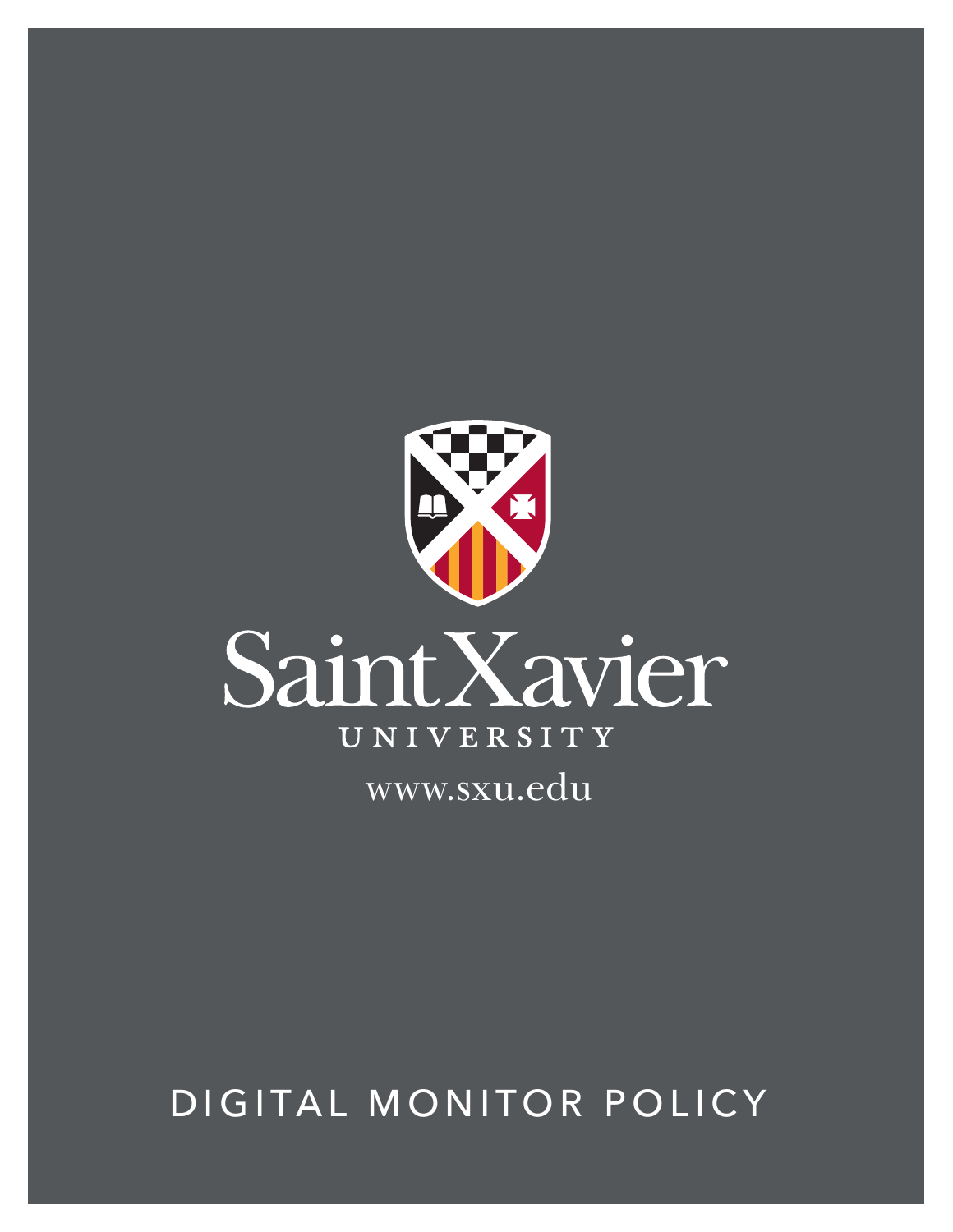Saint Xavier

UNIVERSITY

www.sxu.edu

# DIGITAL MONITOR POLICY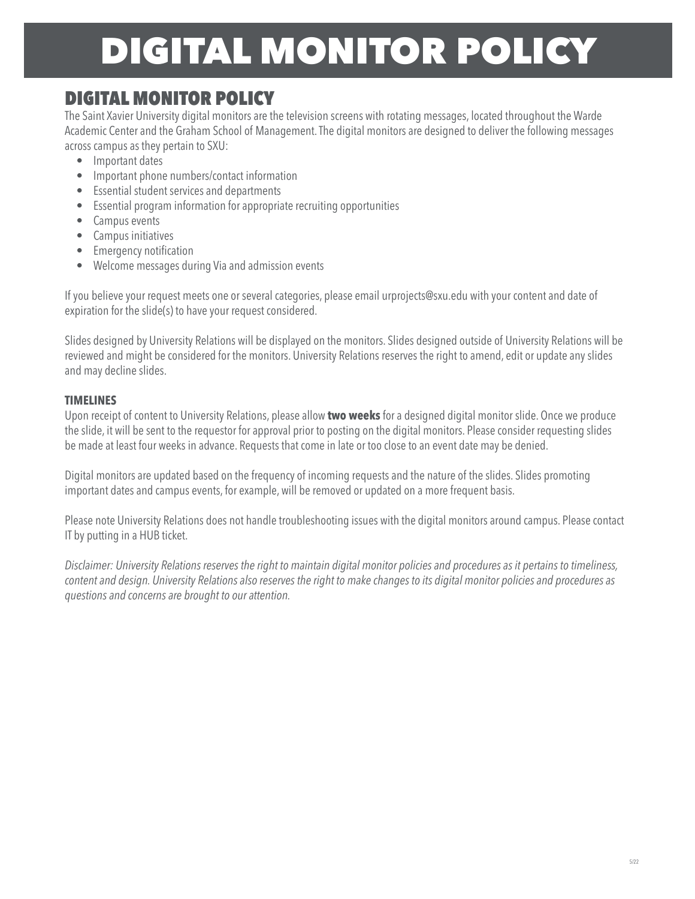# DIGITAL MONITOR POLICY

## DIGITAL MONITOR POLICY

The Saint Xavier University digital monitors are the television screens with rotating messages, located throughout the Warde Academic Center and the Graham School of Management. The digital monitors are designed to deliver the following messages across campus as they pertain to SXU:

- Important dates
- Important phone numbers/contact information
- Essential student services and departments
- Essential program information for appropriate recruiting opportunities
- Campus events
- Campus initiatives
- Emergency notification
- Welcome messages during Via and admission events

If you believe your request meets one or several categories, please email urprojects@sxu.edu with your content and date of expiration for the slide(s) to have your request considered.

Slides designed by University Relations will be displayed on the monitors. Slides designed outside of University Relations will be reviewed and might be considered for the monitors. University Relations reserves the right to amend, edit or update any slides and may decline slides.

### TIMELINES

Upon receipt of content to University Relations, please allow **two weeks** for a designed digital monitor slide. Once we produce the slide, it will be sent to the requestor for approval prior to posting on the digital monitors. Please consider requesting slides be made at least four weeks in advance. Requests that come in late or too close to an event date may be denied.

Digital monitors are updated based on the frequency of incoming requests and the nature of the slides. Slides promoting important dates and campus events, for example, will be removed or updated on a more frequent basis.

Please note University Relations does not handle troubleshooting issues with the digital monitors around campus. Please contact IT by putting in a HUB ticket.

*Disclaimer: University Relations reserves the right to maintain digital monitor policies and procedures as it pertains to timeliness, content and design. University Relations also reserves the right to make changes to its digital monitor policies and procedures as questions and concerns are brought to our attention.*

5/22